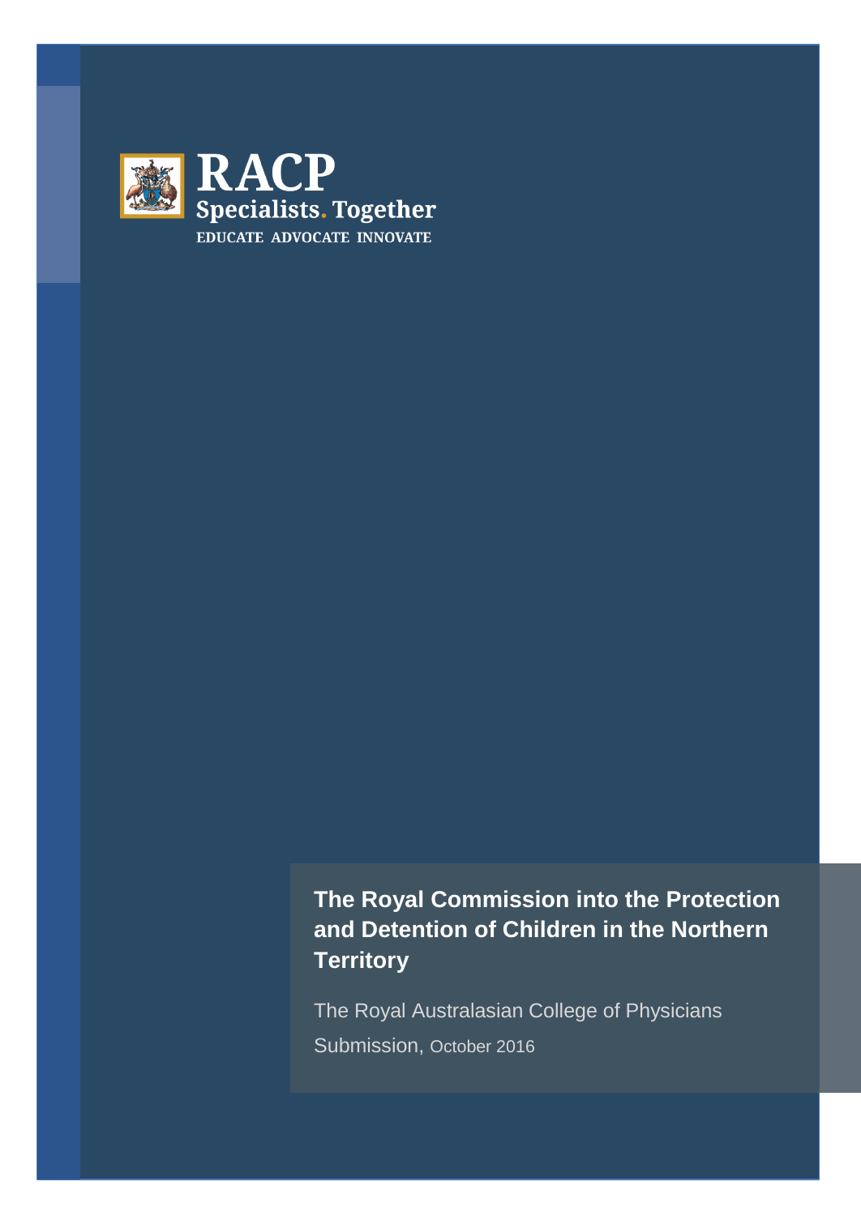RACP
Specialists. Together
EDUCATE ADVOCATE INNOVATE

# The Royal Commission into the Protection and Detention of Children in the Northern Territory

The Royal Australasian College of Physicians

Submission, October 2016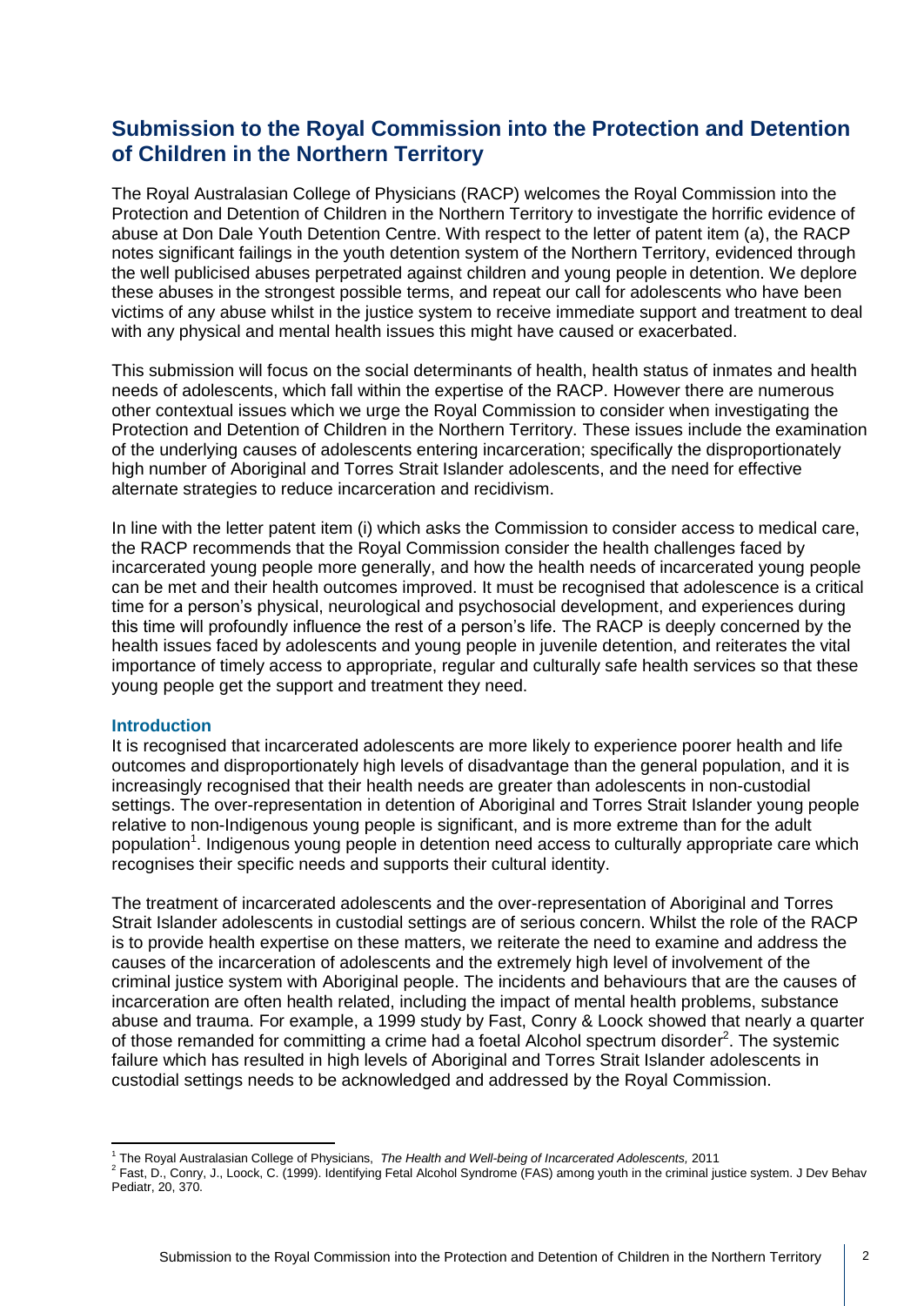## Submission to the Royal Commission into the Protection and Detention of Children in the Northern Territory

The Royal Australasian College of Physicians (RACP) welcomes the Royal Commission into the Protection and Detention of Children in the Northern Territory to investigate the horrific evidence of abuse at Don Dale Youth Detention Centre. With respect to the letter of patent item (a), the RACP notes significant failings in the youth detention system of the Northern Territory, evidenced through the well publicised abuses perpetrated against children and young people in detention. We deplore these abuses in the strongest possible terms, and repeat our call for adolescents who have been victims of any abuse whilst in the justice system to receive immediate support and treatment to deal with any physical and mental health issues this might have caused or exacerbated.

This submission will focus on the social determinants of health, health status of inmates and health needs of adolescents, which fall within the expertise of the RACP. However there are numerous other contextual issues which we urge the Royal Commission to consider when investigating the Protection and Detention of Children in the Northern Territory. These issues include the examination of the underlying causes of adolescents entering incarceration; specifically the disproportionately high number of Aboriginal and Torres Strait Islander adolescents, and the need for effective alternate strategies to reduce incarceration and recidivism.

In line with the letter patent item (i) which asks the Commission to consider access to medical care, the RACP recommends that the Royal Commission consider the health challenges faced by incarcerated young people more generally, and how the health needs of incarcerated young people can be met and their health outcomes improved. It must be recognised that adolescence is a critical time for a person's physical, neurological and psychosocial development, and experiences during this time will profoundly influence the rest of a person's life. The RACP is deeply concerned by the health issues faced by adolescents and young people in juvenile detention, and reiterates the vital importance of timely access to appropriate, regular and culturally safe health services so that these young people get the support and treatment they need.

### Introduction

It is recognised that incarcerated adolescents are more likely to experience poorer health and life outcomes and disproportionately high levels of disadvantage than the general population, and it is increasingly recognised that their health needs are greater than adolescents in non-custodial settings. The over-representation in detention of Aboriginal and Torres Strait Islander young people relative to non-Indigenous young people is significant, and is more extreme than for the adult population[1]. Indigenous young people in detention need access to culturally appropriate care which recognises their specific needs and supports their cultural identity.

The treatment of incarcerated adolescents and the over-representation of Aboriginal and Torres Strait Islander adolescents in custodial settings are of serious concern. Whilst the role of the RACP is to provide health expertise on these matters, we reiterate the need to examine and address the causes of the incarceration of adolescents and the extremely high level of involvement of the criminal justice system with Aboriginal people. The incidents and behaviours that are the causes of incarceration are often health related, including the impact of mental health problems, substance abuse and trauma. For example, a 1999 study by Fast, Conry & Loock showed that nearly a quarter of those remanded for committing a crime had a foetal Alcohol spectrum disorder[2]. The systemic failure which has resulted in high levels of Aboriginal and Torres Strait Islander adolescents in custodial settings needs to be acknowledged and addressed by the Royal Commission.

---

[1] The Royal Australasian College of Physicians, *The Health and Well-being of Incarcerated Adolescents,* 2011

[2] Fast, D., Conry, J., Loock, C. (1999). Identifying Fetal Alcohol Syndrome (FAS) among youth in the criminal justice system. J Dev Behav Pediatr, 20, 370.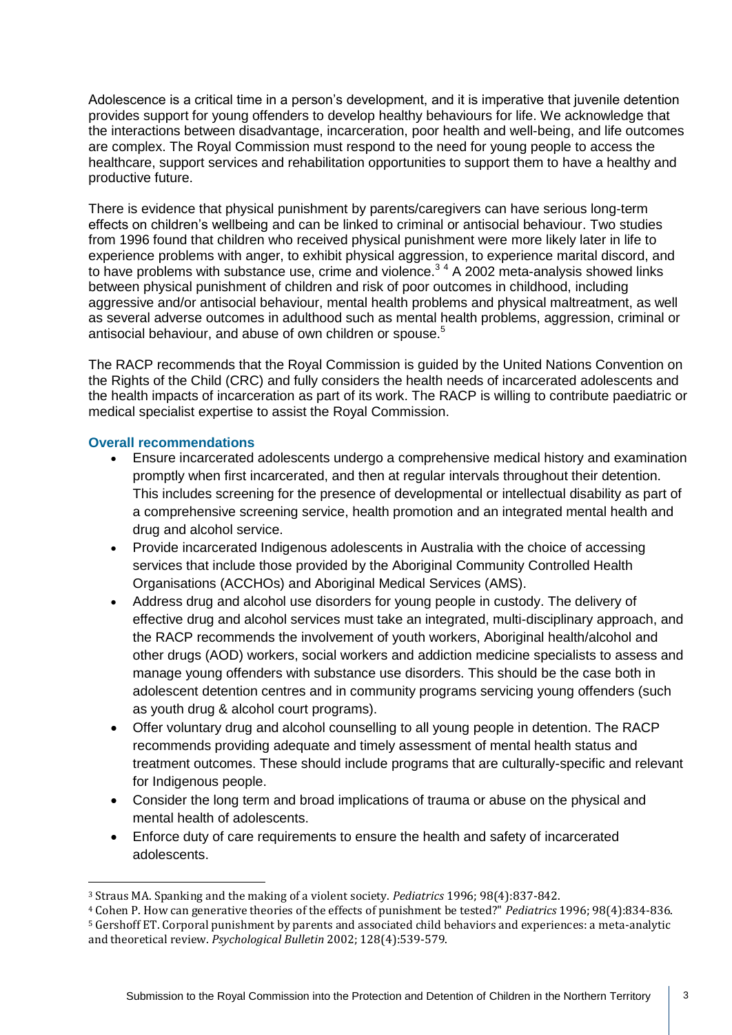Adolescence is a critical time in a person's development, and it is imperative that juvenile detention provides support for young offenders to develop healthy behaviours for life. We acknowledge that the interactions between disadvantage, incarceration, poor health and well-being, and life outcomes are complex. The Royal Commission must respond to the need for young people to access the healthcare, support services and rehabilitation opportunities to support them to have a healthy and productive future.

There is evidence that physical punishment by parents/caregivers can have serious long-term effects on children's wellbeing and can be linked to criminal or antisocial behaviour. Two studies from 1996 found that children who received physical punishment were more likely later in life to experience problems with anger, to exhibit physical aggression, to experience marital discord, and to have problems with substance use, crime and violence.[3] [4] A 2002 meta-analysis showed links between physical punishment of children and risk of poor outcomes in childhood, including aggressive and/or antisocial behaviour, mental health problems and physical maltreatment, as well as several adverse outcomes in adulthood such as mental health problems, aggression, criminal or antisocial behaviour, and abuse of own children or spouse.[5]

The RACP recommends that the Royal Commission is guided by the United Nations Convention on the Rights of the Child (CRC) and fully considers the health needs of incarcerated adolescents and the health impacts of incarceration as part of its work. The RACP is willing to contribute paediatric or medical specialist expertise to assist the Royal Commission.

### Overall recommendations

- Ensure incarcerated adolescents undergo a comprehensive medical history and examination promptly when first incarcerated, and then at regular intervals throughout their detention. This includes screening for the presence of developmental or intellectual disability as part of a comprehensive screening service, health promotion and an integrated mental health and drug and alcohol service.
- Provide incarcerated Indigenous adolescents in Australia with the choice of accessing services that include those provided by the Aboriginal Community Controlled Health Organisations (ACCHOs) and Aboriginal Medical Services (AMS).
- Address drug and alcohol use disorders for young people in custody. The delivery of effective drug and alcohol services must take an integrated, multi-disciplinary approach, and the RACP recommends the involvement of youth workers, Aboriginal health/alcohol and other drugs (AOD) workers, social workers and addiction medicine specialists to assess and manage young offenders with substance use disorders. This should be the case both in adolescent detention centres and in community programs servicing young offenders (such as youth drug & alcohol court programs).
- Offer voluntary drug and alcohol counselling to all young people in detention. The RACP recommends providing adequate and timely assessment of mental health status and treatment outcomes. These should include programs that are culturally-specific and relevant for Indigenous people.
- Consider the long term and broad implications of trauma or abuse on the physical and mental health of adolescents.
- Enforce duty of care requirements to ensure the health and safety of incarcerated adolescents.

---

[3] Straus MA. Spanking and the making of a violent society. *Pediatrics* 1996; 98(4):837-842.

[4] Cohen P. How can generative theories of the effects of punishment be tested?" *Pediatrics* 1996; 98(4):834-836.

[5] Gershoff ET. Corporal punishment by parents and associated child behaviors and experiences: a meta-analytic and theoretical review. *Psychological Bulletin* 2002; 128(4):539-579.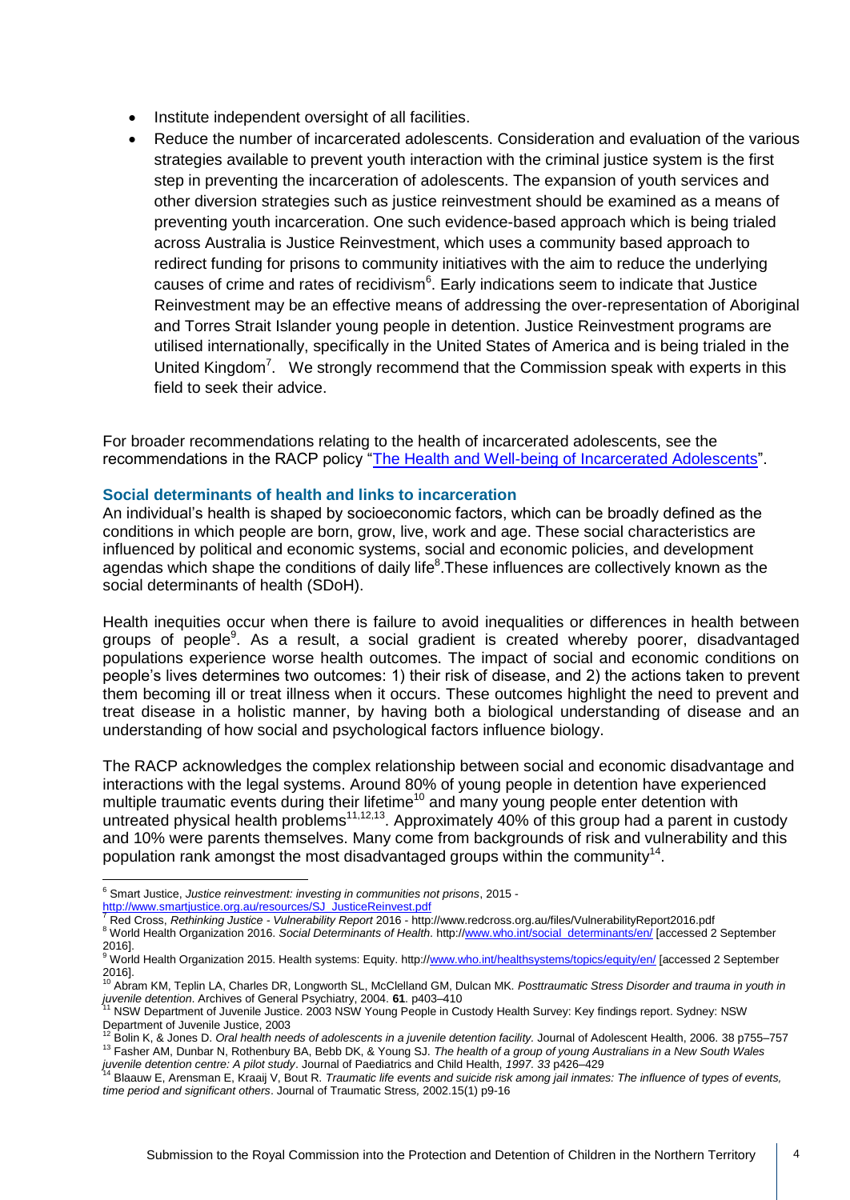- Institute independent oversight of all facilities.
- Reduce the number of incarcerated adolescents. Consideration and evaluation of the various strategies available to prevent youth interaction with the criminal justice system is the first step in preventing the incarceration of adolescents. The expansion of youth services and other diversion strategies such as justice reinvestment should be examined as a means of preventing youth incarceration. One such evidence-based approach which is being trialed across Australia is Justice Reinvestment, which uses a community based approach to redirect funding for prisons to community initiatives with the aim to reduce the underlying causes of crime and rates of recidivism[6]. Early indications seem to indicate that Justice Reinvestment may be an effective means of addressing the over-representation of Aboriginal and Torres Strait Islander young people in detention. Justice Reinvestment programs are utilised internationally, specifically in the United States of America and is being trialed in the United Kingdom[7]. We strongly recommend that the Commission speak with experts in this field to seek their advice.

For broader recommendations relating to the health of incarcerated adolescents, see the recommendations in the RACP policy "The Health and Well-being of Incarcerated Adolescents".

### Social determinants of health and links to incarceration

An individual's health is shaped by socioeconomic factors, which can be broadly defined as the conditions in which people are born, grow, live, work and age. These social characteristics are influenced by political and economic systems, social and economic policies, and development agendas which shape the conditions of daily life[8].These influences are collectively known as the social determinants of health (SDoH).

Health inequities occur when there is failure to avoid inequalities or differences in health between groups of people[9]. As a result, a social gradient is created whereby poorer, disadvantaged populations experience worse health outcomes. The impact of social and economic conditions on people's lives determines two outcomes: 1) their risk of disease, and 2) the actions taken to prevent them becoming ill or treat illness when it occurs. These outcomes highlight the need to prevent and treat disease in a holistic manner, by having both a biological understanding of disease and an understanding of how social and psychological factors influence biology.

The RACP acknowledges the complex relationship between social and economic disadvantage and interactions with the legal systems. Around 80% of young people in detention have experienced multiple traumatic events during their lifetime[10] and many young people enter detention with untreated physical health problems[11,12,13]. Approximately 40% of this group had a parent in custody and 10% were parents themselves. Many come from backgrounds of risk and vulnerability and this population rank amongst the most disadvantaged groups within the community[14].

---

[6] Smart Justice, *Justice reinvestment: investing in communities not prisons*, 2015 - http://www.smartjustice.org.au/resources/SJ_JusticeReinvest.pdf

[7] Red Cross, *Rethinking Justice - Vulnerability Report* 2016 - http://www.redcross.org.au/files/VulnerabilityReport2016.pdf

[8] World Health Organization 2016. *Social Determinants of Health*. http://www.who.int/social_determinants/en/ [accessed 2 September 2016].

[9] World Health Organization 2015. Health systems: Equity. http://www.who.int/healthsystems/topics/equity/en/ [accessed 2 September 2016].

[10] Abram KM, Teplin LA, Charles DR, Longworth SL, McClelland GM, Dulcan MK. *Posttraumatic Stress Disorder and trauma in youth in juvenile detention*. Archives of General Psychiatry, 2004. **61**. p403–410

[11] NSW Department of Juvenile Justice. 2003 NSW Young People in Custody Health Survey: Key findings report. Sydney: NSW Department of Juvenile Justice, 2003

[12] Bolin K, & Jones D. *Oral health needs of adolescents in a juvenile detention facility.* Journal of Adolescent Health, 2006. 38 p755–757

[13] Fasher AM, Dunbar N, Rothenbury BA, Bebb DK, & Young SJ. *The health of a group of young Australians in a New South Wales juvenile detention centre: A pilot study*. Journal of Paediatrics and Child Health, *1997. 33* p426–429

[14] Blaauw E, Arensman E, Kraaij V, Bout R. *Traumatic life events and suicide risk among jail inmates: The influence of types of events, time period and significant others*. Journal of Traumatic Stress, 2002.15(1) p9-16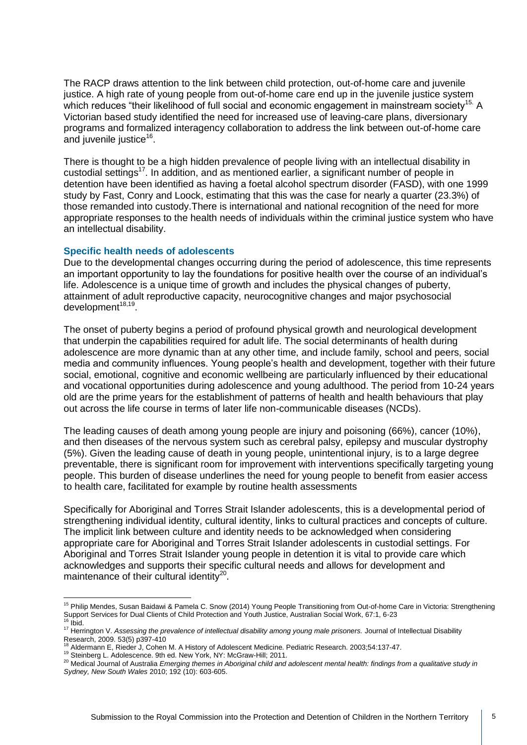The RACP draws attention to the link between child protection, out-of-home care and juvenile justice. A high rate of young people from out-of-home care end up in the juvenile justice system which reduces "their likelihood of full social and economic engagement in mainstream society[15.] A Victorian based study identified the need for increased use of leaving-care plans, diversionary programs and formalized interagency collaboration to address the link between out-of-home care and juvenile justice[16].

There is thought to be a high hidden prevalence of people living with an intellectual disability in custodial settings[17]. In addition, and as mentioned earlier, a significant number of people in detention have been identified as having a foetal alcohol spectrum disorder (FASD), with one 1999 study by Fast, Conry and Loock, estimating that this was the case for nearly a quarter (23.3%) of those remanded into custody.There is international and national recognition of the need for more appropriate responses to the health needs of individuals within the criminal justice system who have an intellectual disability.

### Specific health needs of adolescents

Due to the developmental changes occurring during the period of adolescence, this time represents an important opportunity to lay the foundations for positive health over the course of an individual's life. Adolescence is a unique time of growth and includes the physical changes of puberty, attainment of adult reproductive capacity, neurocognitive changes and major psychosocial development[18,19].

The onset of puberty begins a period of profound physical growth and neurological development that underpin the capabilities required for adult life. The social determinants of health during adolescence are more dynamic than at any other time, and include family, school and peers, social media and community influences. Young people's health and development, together with their future social, emotional, cognitive and economic wellbeing are particularly influenced by their educational and vocational opportunities during adolescence and young adulthood. The period from 10-24 years old are the prime years for the establishment of patterns of health and health behaviours that play out across the life course in terms of later life non-communicable diseases (NCDs).

The leading causes of death among young people are injury and poisoning (66%), cancer (10%), and then diseases of the nervous system such as cerebral palsy, epilepsy and muscular dystrophy (5%). Given the leading cause of death in young people, unintentional injury, is to a large degree preventable, there is significant room for improvement with interventions specifically targeting young people. This burden of disease underlines the need for young people to benefit from easier access to health care, facilitated for example by routine health assessments

Specifically for Aboriginal and Torres Strait Islander adolescents, this is a developmental period of strengthening individual identity, cultural identity, links to cultural practices and concepts of culture. The implicit link between culture and identity needs to be acknowledged when considering appropriate care for Aboriginal and Torres Strait Islander adolescents in custodial settings. For Aboriginal and Torres Strait Islander young people in detention it is vital to provide care which acknowledges and supports their specific cultural needs and allows for development and maintenance of their cultural identity[20].

---

[15] Philip Mendes, Susan Baidawi & Pamela C. Snow (2014) Young People Transitioning from Out-of-home Care in Victoria: Strengthening Support Services for Dual Clients of Child Protection and Youth Justice, Australian Social Work, 67:1, 6-23

[16] Ibid.

[17] Herrington V. *Assessing the prevalence of intellectual disability among young male prisoners.* Journal of Intellectual Disability Research, 2009. 53(5) p397-410

[18] Aldermann E, Rieder J, Cohen M. A History of Adolescent Medicine. Pediatric Research. 2003;54:137-47.

[19] Steinberg L. Adolescence. 9th ed. New York, NY: McGraw-Hill; 2011.

[20] Medical Journal of Australia *Emerging themes in Aboriginal child and adolescent mental health: findings from a qualitative study in Sydney, New South Wales* 2010; 192 (10): 603-605.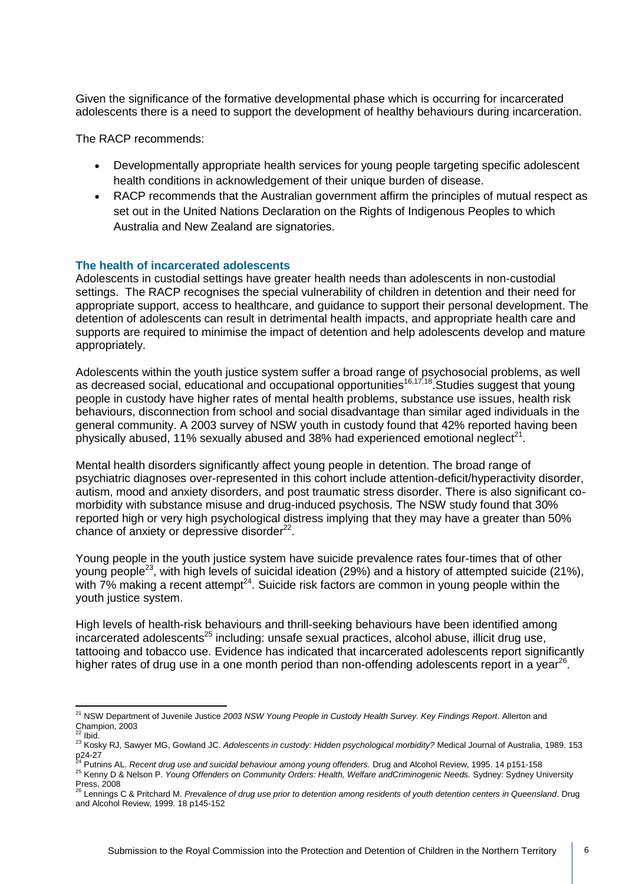Given the significance of the formative developmental phase which is occurring for incarcerated adolescents there is a need to support the development of healthy behaviours during incarceration.

The RACP recommends:

- Developmentally appropriate health services for young people targeting specific adolescent health conditions in acknowledgement of their unique burden of disease.
- RACP recommends that the Australian government affirm the principles of mutual respect as set out in the United Nations Declaration on the Rights of Indigenous Peoples to which Australia and New Zealand are signatories.

### The health of incarcerated adolescents

Adolescents in custodial settings have greater health needs than adolescents in non-custodial settings. The RACP recognises the special vulnerability of children in detention and their need for appropriate support, access to healthcare, and guidance to support their personal development. The detention of adolescents can result in detrimental health impacts, and appropriate health care and supports are required to minimise the impact of detention and help adolescents develop and mature appropriately.

Adolescents within the youth justice system suffer a broad range of psychosocial problems, as well as decreased social, educational and occupational opportunities[16,17,18].Studies suggest that young people in custody have higher rates of mental health problems, substance use issues, health risk behaviours, disconnection from school and social disadvantage than similar aged individuals in the general community. A 2003 survey of NSW youth in custody found that 42% reported having been physically abused, 11% sexually abused and 38% had experienced emotional neglect[21].

Mental health disorders significantly affect young people in detention. The broad range of psychiatric diagnoses over-represented in this cohort include attention-deficit/hyperactivity disorder, autism, mood and anxiety disorders, and post traumatic stress disorder. There is also significant co-morbidity with substance misuse and drug-induced psychosis. The NSW study found that 30% reported high or very high psychological distress implying that they may have a greater than 50% chance of anxiety or depressive disorder[22].

Young people in the youth justice system have suicide prevalence rates four-times that of other young people[23], with high levels of suicidal ideation (29%) and a history of attempted suicide (21%), with 7% making a recent attempt[24]. Suicide risk factors are common in young people within the youth justice system.

High levels of health-risk behaviours and thrill-seeking behaviours have been identified among incarcerated adolescents[25] including: unsafe sexual practices, alcohol abuse, illicit drug use, tattooing and tobacco use. Evidence has indicated that incarcerated adolescents report significantly higher rates of drug use in a one month period than non-offending adolescents report in a year[26].

---

[21] NSW Department of Juvenile Justice *2003 NSW Young People in Custody Health Survey. Key Findings Report*. Allerton and Champion, 2003

[22] Ibid.

[23] Kosky RJ, Sawyer MG, Gowland JC. *Adolescents in custody: Hidden psychological morbidity?* Medical Journal of Australia, 1989. 153 p24-27

[24] Putnins AL. *Recent drug use and suicidal behaviour among young offenders.* Drug and Alcohol Review, 1995. 14 p151-158

[25] Kenny D & Nelson P. *Young Offenders on Community Orders: Health, Welfare andCriminogenic Needs.* Sydney: Sydney University Press, 2008

[26] Lennings C & Pritchard M. *Prevalence of drug use prior to detention among residents of youth detention centers in Queensland*. Drug and Alcohol Review, 1999. 18 p145-152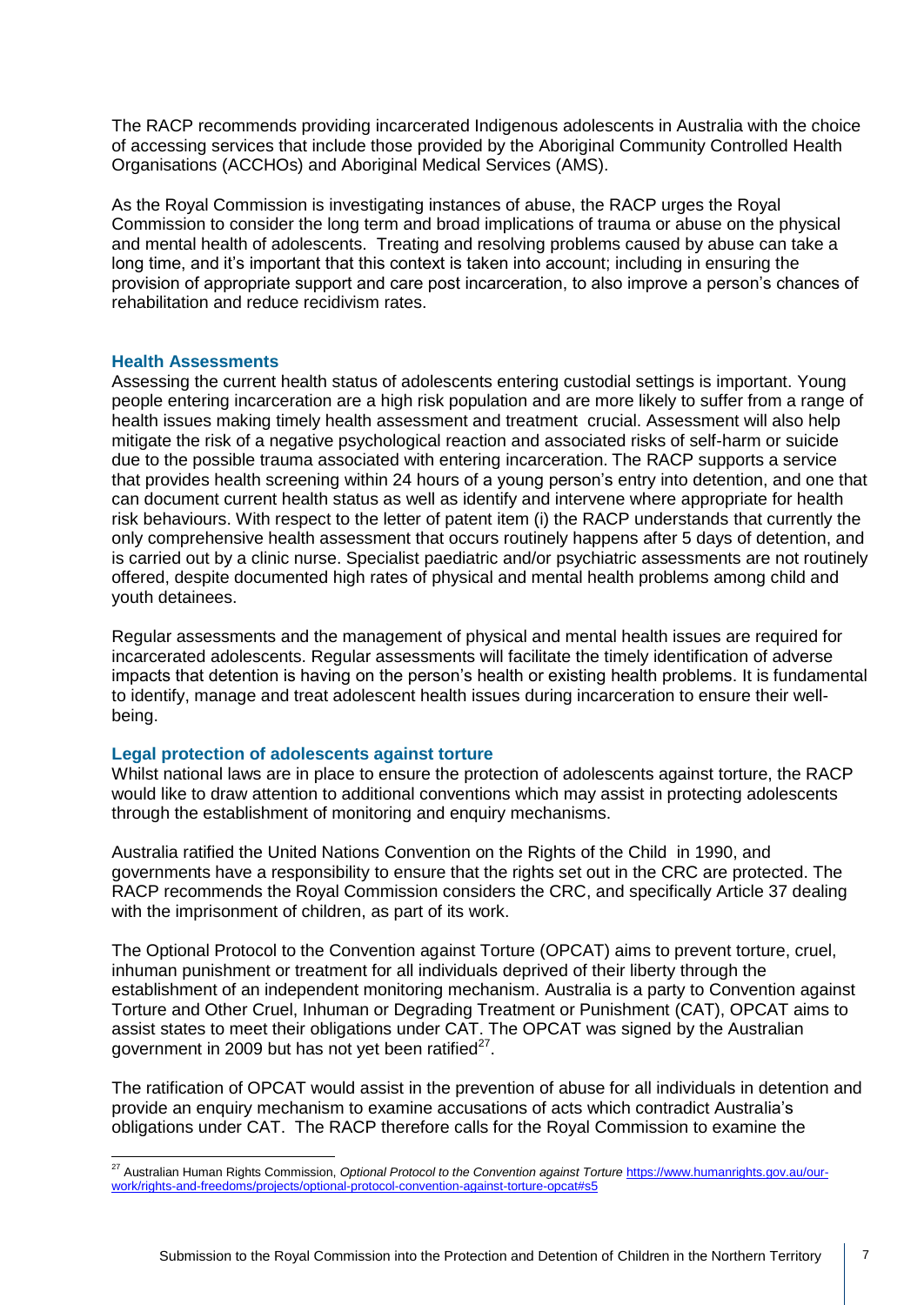The RACP recommends providing incarcerated Indigenous adolescents in Australia with the choice of accessing services that include those provided by the Aboriginal Community Controlled Health Organisations (ACCHOs) and Aboriginal Medical Services (AMS).

As the Royal Commission is investigating instances of abuse, the RACP urges the Royal Commission to consider the long term and broad implications of trauma or abuse on the physical and mental health of adolescents. Treating and resolving problems caused by abuse can take a long time, and it's important that this context is taken into account; including in ensuring the provision of appropriate support and care post incarceration, to also improve a person's chances of rehabilitation and reduce recidivism rates.

### Health Assessments

Assessing the current health status of adolescents entering custodial settings is important. Young people entering incarceration are a high risk population and are more likely to suffer from a range of health issues making timely health assessment and treatment crucial. Assessment will also help mitigate the risk of a negative psychological reaction and associated risks of self-harm or suicide due to the possible trauma associated with entering incarceration. The RACP supports a service that provides health screening within 24 hours of a young person's entry into detention, and one that can document current health status as well as identify and intervene where appropriate for health risk behaviours. With respect to the letter of patent item (i) the RACP understands that currently the only comprehensive health assessment that occurs routinely happens after 5 days of detention, and is carried out by a clinic nurse. Specialist paediatric and/or psychiatric assessments are not routinely offered, despite documented high rates of physical and mental health problems among child and youth detainees.

Regular assessments and the management of physical and mental health issues are required for incarcerated adolescents. Regular assessments will facilitate the timely identification of adverse impacts that detention is having on the person's health or existing health problems. It is fundamental to identify, manage and treat adolescent health issues during incarceration to ensure their well-being.

### Legal protection of adolescents against torture

Whilst national laws are in place to ensure the protection of adolescents against torture, the RACP would like to draw attention to additional conventions which may assist in protecting adolescents through the establishment of monitoring and enquiry mechanisms.

Australia ratified the United Nations Convention on the Rights of the Child in 1990, and governments have a responsibility to ensure that the rights set out in the CRC are protected. The RACP recommends the Royal Commission considers the CRC, and specifically Article 37 dealing with the imprisonment of children, as part of its work.

The Optional Protocol to the Convention against Torture (OPCAT) aims to prevent torture, cruel, inhuman punishment or treatment for all individuals deprived of their liberty through the establishment of an independent monitoring mechanism. Australia is a party to Convention against Torture and Other Cruel, Inhuman or Degrading Treatment or Punishment (CAT), OPCAT aims to assist states to meet their obligations under CAT. The OPCAT was signed by the Australian government in 2009 but has not yet been ratified[27].

The ratification of OPCAT would assist in the prevention of abuse for all individuals in detention and provide an enquiry mechanism to examine accusations of acts which contradict Australia's obligations under CAT. The RACP therefore calls for the Royal Commission to examine the

---

[27] Australian Human Rights Commission, *Optional Protocol to the Convention against Torture* https://www.humanrights.gov.au/our-work/rights-and-freedoms/projects/optional-protocol-convention-against-torture-opcat#s5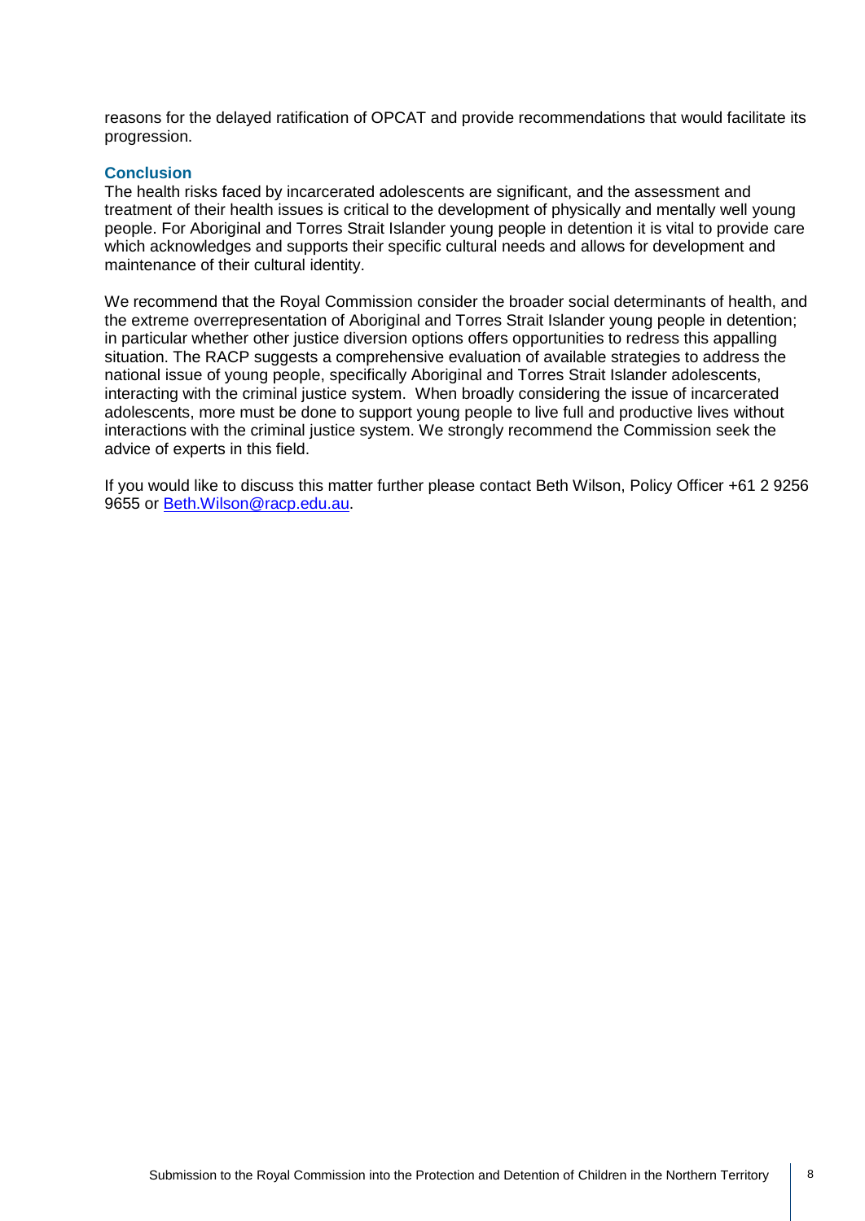reasons for the delayed ratification of OPCAT and provide recommendations that would facilitate its progression.

## Conclusion

The health risks faced by incarcerated adolescents are significant, and the assessment and treatment of their health issues is critical to the development of physically and mentally well young people. For Aboriginal and Torres Strait Islander young people in detention it is vital to provide care which acknowledges and supports their specific cultural needs and allows for development and maintenance of their cultural identity.

We recommend that the Royal Commission consider the broader social determinants of health, and the extreme overrepresentation of Aboriginal and Torres Strait Islander young people in detention; in particular whether other justice diversion options offers opportunities to redress this appalling situation. The RACP suggests a comprehensive evaluation of available strategies to address the national issue of young people, specifically Aboriginal and Torres Strait Islander adolescents, interacting with the criminal justice system. When broadly considering the issue of incarcerated adolescents, more must be done to support young people to live full and productive lives without interactions with the criminal justice system. We strongly recommend the Commission seek the advice of experts in this field.

If you would like to discuss this matter further please contact Beth Wilson, Policy Officer +61 2 9256 9655 or Beth.Wilson@racp.edu.au.